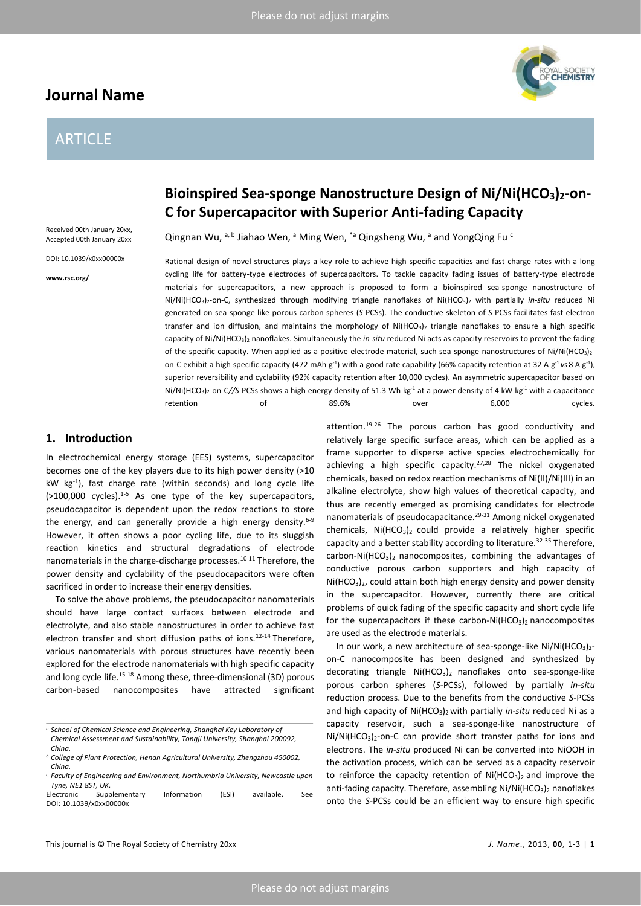# Bioinspired Sea-sponge Nanostructure Design of $Ni/Ni(HCO_3)_2$-on-C for Supercapacitor with Superior Anti-fading Capacity

Received 00th January 20xx, Accepted 00th January 20xx

DOI: 10.1039/x0xx00000x

www.rsc.org/

Qingnan Wu, [a,b] Jiahao Wen, [a] Ming Wen, [*a] Qingsheng Wu, [a] and YongQing Fu [c]

Rational design of novel structures plays a key role to achieve high specific capacities and fast charge rates with a long cycling life for battery-type electrodes of supercapacitors. To tackle capacity fading issues of battery-type electrode materials for supercapacitors, a new approach is proposed to form a bioinspired sea-sponge nanostructure of $Ni/Ni(HCO_3)_2$-on-C, synthesized through modifying triangle nanoflakes of $Ni(HCO_3)_2$ with partially *in-situ* reduced Ni generated on sea-sponge-like porous carbon spheres (*S*-PCSs). The conductive skeleton of *S*-PCSs facilitates fast electron transfer and ion diffusion, and maintains the morphology of $Ni(HCO_3)_2$ triangle nanoflakes to ensure a high specific capacity of $Ni/Ni(HCO_3)_2$ nanoflakes. Simultaneously the *in-situ* reduced Ni acts as capacity reservoirs to prevent the fading of the specific capacity. When applied as a positive electrode material, such sea-sponge nanostructures of $Ni/Ni(HCO_3)_2$-on-C exhibit a high specific capacity (472 mAh $g^{-1}$) with a good rate capability (66% capacity retention at 32 A $g^{-1}$ *vs* 8 A $g^{-1}$), superior reversibility and cyclability (92% capacity retention after 10,000 cycles). An asymmetric supercapacitor based on $Ni/Ni(HCO_3)_2$-on-C//*S*-PCSs shows a high energy density of 51.3 Wh $kg^{-1}$ at a power density of 4 kW $kg^{-1}$ with a capacitance retention of 89.6% over 6,000 cycles.

## 1. Introduction

In electrochemical energy storage (EES) systems, supercapacitor becomes one of the key players due to its high power density (>10 kW $kg^{-1}$), fast charge rate (within seconds) and long cycle life (>100,000 cycles).[1-5] As one type of the key supercapacitors, pseudocapacitor is dependent upon the redox reactions to store the energy, and can generally provide a high energy density.[6-9] However, it often shows a poor cycling life, due to its sluggish reaction kinetics and structural degradations of electrode nanomaterials in the charge-discharge processes.[10-11] Therefore, the power density and cyclability of the pseudocapacitors were often sacrificed in order to increase their energy densities.

To solve the above problems, the pseudocapacitor nanomaterials should have large contact surfaces between electrode and electrolyte, and also stable nanostructures in order to achieve fast electron transfer and short diffusion paths of ions.[12-14] Therefore, various nanomaterials with porous structures have recently been explored for the electrode nanomaterials with high specific capacity and long cycle life.[15-18] Among these, three-dimensional (3D) porous carbon-based nanocomposites have attracted significant attention.[19-26] The porous carbon has good conductivity and relatively large specific surface areas, which can be applied as a frame supporter to disperse active species electrochemically for achieving a high specific capacity.[27,28] The nickel oxygenated chemicals, based on redox reaction mechanisms of Ni(II)/Ni(III) in an alkaline electrolyte, show high values of theoretical capacity, and thus are recently emerged as promising candidates for electrode nanomaterials of pseudocapacitance.[29-31] Among nickel oxygenated chemicals, $Ni(HCO_3)_2$ could provide a relatively higher specific capacity and a better stability according to literature.[32-35] Therefore, carbon-$Ni(HCO_3)_2$ nanocomposites, combining the advantages of conductive porous carbon supporters and high capacity of $Ni(HCO_3)_2$, could attain both high energy density and power density in the supercapacitor. However, currently there are critical problems of quick fading of the specific capacity and short cycle life for the supercapacitors if these carbon-$Ni(HCO_3)_2$ nanocomposites are used as the electrode materials.

In our work, a new architecture of sea-sponge-like $Ni/Ni(HCO_3)_2$-on-C nanocomposite has been designed and synthesized by decorating triangle $Ni(HCO_3)_2$ nanoflakes onto sea-sponge-like porous carbon spheres (*S*-PCSs), followed by partially *in-situ* reduction process. Due to the benefits from the conductive *S*-PCSs and high capacity of $Ni(HCO_3)_2$ with partially *in-situ* reduced Ni as a capacity reservoir, such a sea-sponge-like nanostructure of $Ni/Ni(HCO_3)_2$-on-C can provide short transfer paths for ions and electrons. The *in-situ* produced Ni can be converted into NiOOH in the activation process, which can be served as a capacity reservoir to reinforce the capacity retention of $Ni(HCO_3)_2$ and improve the anti-fading capacity. Therefore, assembling $Ni/Ni(HCO_3)_2$ nanoflakes onto the *S*-PCSs could be an efficient way to ensure high specific

[a] School of Chemical Science and Engineering, Shanghai Key Laboratory of Chemical Assessment and Sustainability, Tongji University, Shanghai 200092, China.

[b] College of Plant Protection, Henan Agricultural University, Zhengzhou 450002, China.

[c] Faculty of Engineering and Environment, Northumbria University, Newcastle upon Tyne, NE1 8ST, UK.

Electronic Supplementary Information (ESI) available. See DOI: 10.1039/x0xx00000x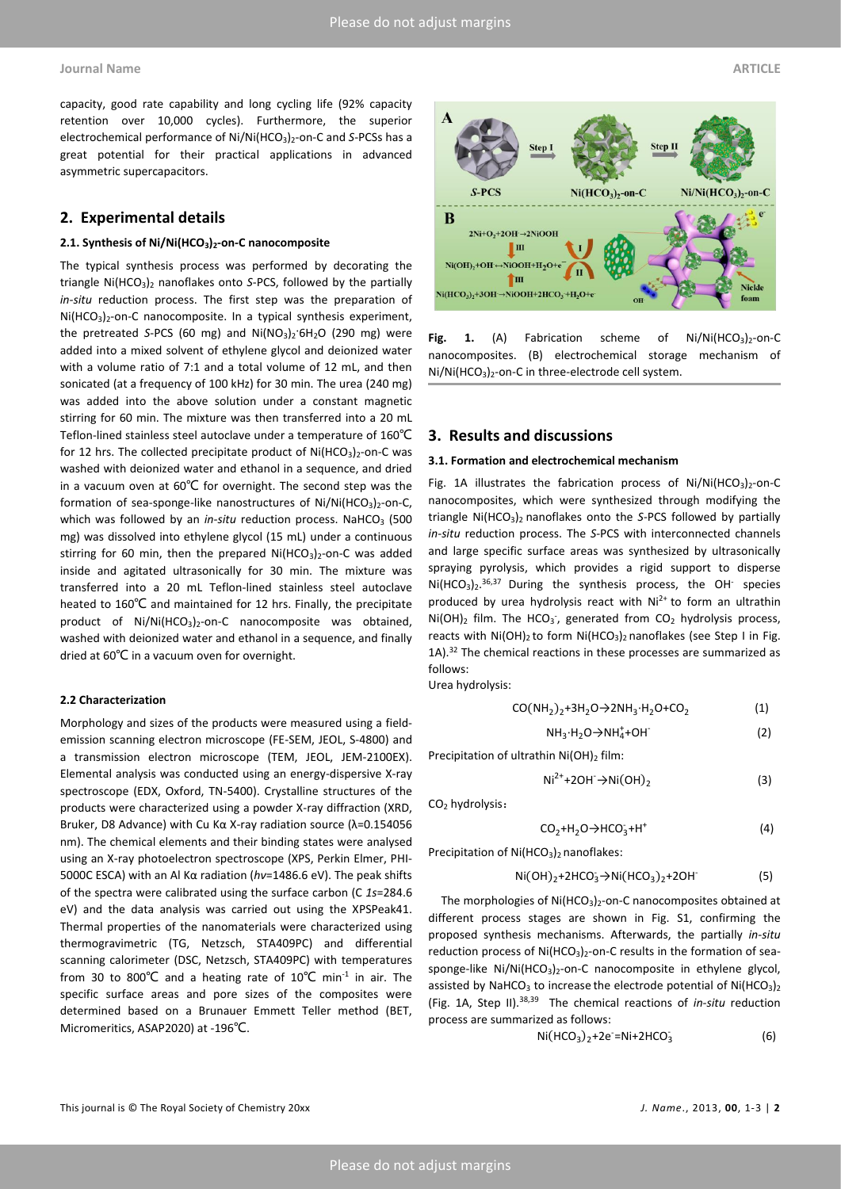capacity, good rate capability and long cycling life (92% capacity retention over 10,000 cycles). Furthermore, the superior electrochemical performance of $Ni/Ni(HCO_3)_2$-on-C and *S*-PCSs has a great potential for their practical applications in advanced asymmetric supercapacitors.

## 2. Experimental details

### 2.1. Synthesis of $Ni/Ni(HCO_3)_2$-on-C nanocomposite

The typical synthesis process was performed by decorating the triangle $Ni(HCO_3)_2$ nanoflakes onto *S*-PCS, followed by the partially *in-situ* reduction process. The first step was the preparation of $Ni(HCO_3)_2$-on-C nanocomposite. In a typical synthesis experiment, the pretreated *S*-PCS (60 mg) and $Ni(NO_3)_2 \cdot 6H_2O$ (290 mg) were added into a mixed solvent of ethylene glycol and deionized water with a volume ratio of 7:1 and a total volume of 12 mL, and then sonicated (at a frequency of 100 kHz) for 30 min. The urea (240 mg) was added into the above solution under a constant magnetic stirring for 60 min. The mixture was then transferred into a 20 mL Teflon-lined stainless steel autoclave under a temperature of 160℃ for 12 hrs. The collected precipitate product of $Ni(HCO_3)_2$-on-C was washed with deionized water and ethanol in a sequence, and dried in a vacuum oven at 60℃ for overnight. The second step was the formation of sea-sponge-like nanostructures of $Ni/Ni(HCO_3)_2$-on-C, which was followed by an *in-situ* reduction process. $NaHCO_3$ (500 mg) was dissolved into ethylene glycol (15 mL) under a continuous stirring for 60 min, then the prepared $Ni(HCO_3)_2$-on-C was added inside and agitated ultrasonically for 30 min. The mixture was transferred into a 20 mL Teflon-lined stainless steel autoclave heated to 160℃ and maintained for 12 hrs. Finally, the precipitate product of $Ni/Ni(HCO_3)_2$-on-C nanocomposite was obtained, washed with deionized water and ethanol in a sequence, and finally dried at 60℃ in a vacuum oven for overnight.

### 2.2 Characterization

Morphology and sizes of the products were measured using a field-emission scanning electron microscope (FE-SEM, JEOL, S-4800) and a transmission electron microscope (TEM, JEOL, JEM-2100EX). Elemental analysis was conducted using an energy-dispersive X-ray spectroscope (EDX, Oxford, TN-5400). Crystalline structures of the products were characterized using a powder X-ray diffraction (XRD, Bruker, D8 Advance) with Cu Kα X-ray radiation source (λ=0.154056 nm). The chemical elements and their binding states were analysed using an X-ray photoelectron spectroscope (XPS, Perkin Elmer, PHI-5000C ESCA) with an Al Kα radiation (*hv*=1486.6 eV). The peak shifts of the spectra were calibrated using the surface carbon (C *1s*=284.6 eV) and the data analysis was carried out using the XPSPeak41. Thermal properties of the nanomaterials were characterized using thermogravimetric (TG, Netzsch, STA409PC) and differential scanning calorimeter (DSC, Netzsch, STA409PC) with temperatures from 30 to 800℃ and a heating rate of 10℃ $min^{-1}$ in air. The specific surface areas and pore sizes of the composites were determined based on a Brunauer Emmett Teller method (BET, Micromeritics, ASAP2020) at -196℃.

**Fig. 1.** (A) Fabrication scheme of $Ni/Ni(HCO_3)_2$-on-C nanocomposites. (B) electrochemical storage mechanism of $Ni/Ni(HCO_3)_2$-on-C in three-electrode cell system.

## 3. Results and discussions

### 3.1. Formation and electrochemical mechanism

Fig. 1A illustrates the fabrication process of $Ni/Ni(HCO_3)_2$-on-C nanocomposites, which were synthesized through modifying the triangle $Ni(HCO_3)_2$ nanoflakes onto the *S*-PCS followed by partially *in-situ* reduction process. The *S*-PCS with interconnected channels and large specific surface areas was synthesized by ultrasonically spraying pyrolysis, which provides a rigid support to disperse $Ni(HCO_3)_2$.[36,37] During the synthesis process, the $OH^-$ species produced by urea hydrolysis react with $Ni^{2+}$ to form an ultrathin $Ni(OH)_2$ film. The $HCO_3^-$, generated from $CO_2$ hydrolysis process, reacts with $Ni(OH)_2$ to form $Ni(HCO_3)_2$ nanoflakes (see Step I in Fig. 1A).[32] The chemical reactions in these processes are summarized as follows:

Urea hydrolysis:

$$CO(NH_2)_2+3H_2O \rightarrow 2NH_3 \cdot H_2O+CO_2 \quad (1)$$

$$NH_3 \cdot H_2O \rightarrow NH_4^+ + OH^- \quad (2)$$

Precipitation of ultrathin $Ni(OH)_2$ film:

$$Ni^{2+}+2OH^- \rightarrow Ni(OH)_2 \quad (3)$$

$CO_2$ hydrolysis：

$$CO_2+H_2O \rightarrow HCO_3^- + H^+ \quad (4)$$

Precipitation of $Ni(HCO_3)_2$ nanoflakes:

$$Ni(OH)_2+2HCO_3^- \rightarrow Ni(HCO_3)_2+2OH^- \quad (5)$$

The morphologies of $Ni(HCO_3)_2$-on-C nanocomposites obtained at different process stages are shown in Fig. S1, confirming the proposed synthesis mechanisms. Afterwards, the partially *in-situ* reduction process of $Ni(HCO_3)_2$-on-C results in the formation of sea-sponge-like $Ni/Ni(HCO_3)_2$-on-C nanocomposite in ethylene glycol, assisted by $NaHCO_3$ to increase the electrode potential of $Ni(HCO_3)_2$ (Fig. 1A, Step II).[38,39] The chemical reactions of *in-situ* reduction process are summarized as follows:

$$Ni(HCO_3)_2+2e^- = Ni+2HCO_3^- \quad (6)$$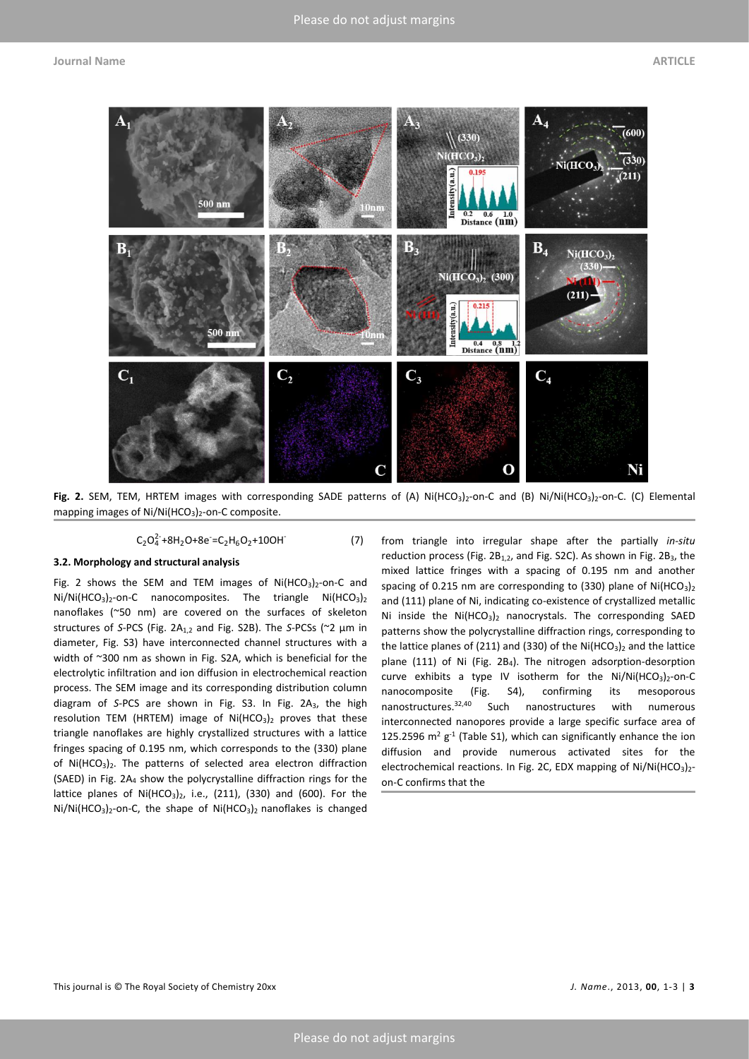**Fig. 2.** SEM, TEM, HRTEM images with corresponding SADE patterns of (A) $Ni(HCO_3)_2$-on-C and (B) $Ni/Ni(HCO_3)_2$-on-C. (C) Elemental mapping images of $Ni/Ni(HCO_3)_2$-on-C composite.

$$C_2O_4^{2-}+8H_2O+8e^-=C_2H_6O_2+10OH^- \quad (7)$$

### 3.2. Morphology and structural analysis

Fig. 2 shows the SEM and TEM images of $Ni(HCO_3)_2$-on-C and $Ni/Ni(HCO_3)_2$-on-C nanocomposites. The triangle $Ni(HCO_3)_2$ nanoflakes (~50 nm) are covered on the surfaces of skeleton structures of *S*-PCS (Fig. $2A_{1,2}$ and Fig. S2B). The *S*-PCSs (~2 μm in diameter, Fig. S3) have interconnected channel structures with a width of ~300 nm as shown in Fig. S2A, which is beneficial for the electrolytic infiltration and ion diffusion in electrochemical reaction process. The SEM image and its corresponding distribution column diagram of *S*-PCS are shown in Fig. S3. In Fig. $2A_3$, the high resolution TEM (HRTEM) image of $Ni(HCO_3)_2$ proves that these triangle nanoflakes are highly crystallized structures with a lattice fringes spacing of 0.195 nm, which corresponds to the (330) plane of $Ni(HCO_3)_2$. The patterns of selected area electron diffraction (SAED) in Fig. $2A_4$ show the polycrystalline diffraction rings for the lattice planes of $Ni(HCO_3)_2$, i.e., (211), (330) and (600). For the $Ni/Ni(HCO_3)_2$-on-C, the shape of $Ni(HCO_3)_2$ nanoflakes is changed from triangle into irregular shape after the partially *in-situ* reduction process (Fig. $2B_{1,2}$, and Fig. S2C). As shown in Fig. $2B_3$, the mixed lattice fringes with a spacing of 0.195 nm and another spacing of 0.215 nm are corresponding to (330) plane of $Ni(HCO_3)_2$ and (111) plane of Ni, indicating co-existence of crystallized metallic Ni inside the $Ni(HCO_3)_2$ nanocrystals. The corresponding SAED patterns show the polycrystalline diffraction rings, corresponding to the lattice planes of (211) and (330) of the $Ni(HCO_3)_2$ and the lattice plane (111) of Ni (Fig. $2B_4$). The nitrogen adsorption-desorption curve exhibits a type IV isotherm for the $Ni/Ni(HCO_3)_2$-on-C nanocomposite (Fig. S4), confirming its mesoporous nanostructures.[32,40] Such nanostructures with numerous interconnected nanopores provide a large specific surface area of 125.2596 $m^2$ $g^{-1}$ (Table S1), which can significantly enhance the ion diffusion and provide numerous activated sites for the electrochemical reactions. In Fig. 2C, EDX mapping of $Ni/Ni(HCO_3)_2$-on-C confirms that the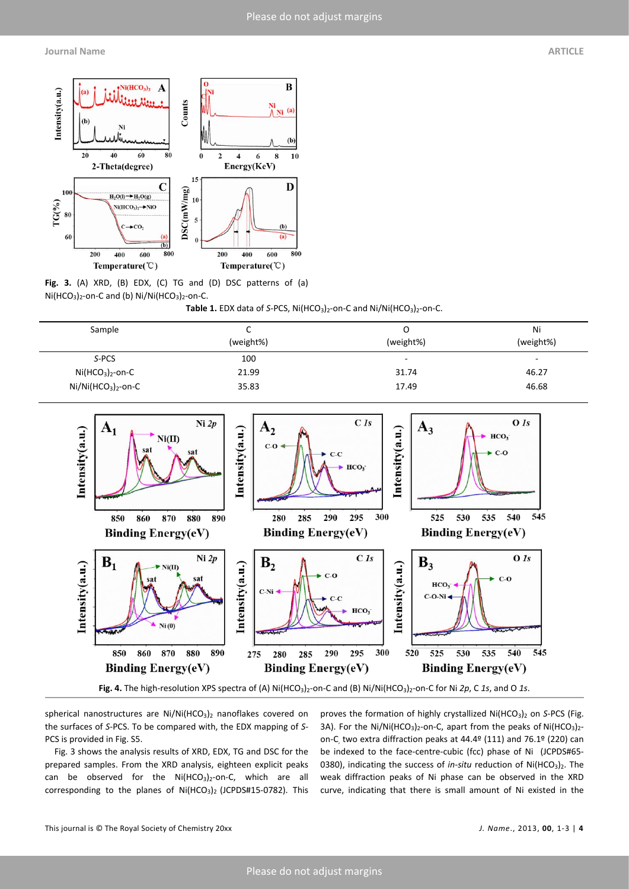**Fig. 3.** (A) XRD, (B) EDX, (C) TG and (D) DSC patterns of (a) $Ni(HCO_3)_2$-on-C and (b) Ni/$Ni(HCO_3)_2$-on-C.

**Table 1.** EDX data of *S*-PCS, $Ni(HCO_3)_2$-on-C and Ni/$Ni(HCO_3)_2$-on-C.

| Sample | C (weight%) | O (weight%) | Ni (weight%) |
|---|---|---|---|
| *S*-PCS | 100 | - | - |
| $Ni(HCO_3)_2$-on-C | 21.99 | 31.74 | 46.27 |
| Ni/$Ni(HCO_3)_2$-on-C | 35.83 | 17.49 | 46.68 |

**Fig. 4.** The high-resolution XPS spectra of (A) $Ni(HCO_3)_2$-on-C and (B) Ni/$Ni(HCO_3)_2$-on-C for Ni *2p*, C *1s*, and O *1s*.

spherical nanostructures are Ni/$Ni(HCO_3)_2$ nanoflakes covered on the surfaces of *S*-PCS. To be compared with, the EDX mapping of *S*-PCS is provided in Fig. S5.

Fig. 3 shows the analysis results of XRD, EDX, TG and DSC for the prepared samples. From the XRD analysis, eighteen explicit peaks can be observed for the $Ni(HCO_3)_2$-on-C, which are all corresponding to the planes of $Ni(HCO_3)_2$ (JCPDS#15-0782). This proves the formation of highly crystallized $Ni(HCO_3)_2$ on *S*-PCS (Fig. 3A). For the Ni/$Ni(HCO_3)_2$-on-C, apart from the peaks of $Ni(HCO_3)_2$-on-C, two extra diffraction peaks at 44.4º (111) and 76.1º (220) can be indexed to the face-centre-cubic (fcc) phase of Ni (JCPDS#65-0380), indicating the success of *in-situ* reduction of $Ni(HCO_3)_2$. The weak diffraction peaks of Ni phase can be observed in the XRD curve, indicating that there is small amount of Ni existed in the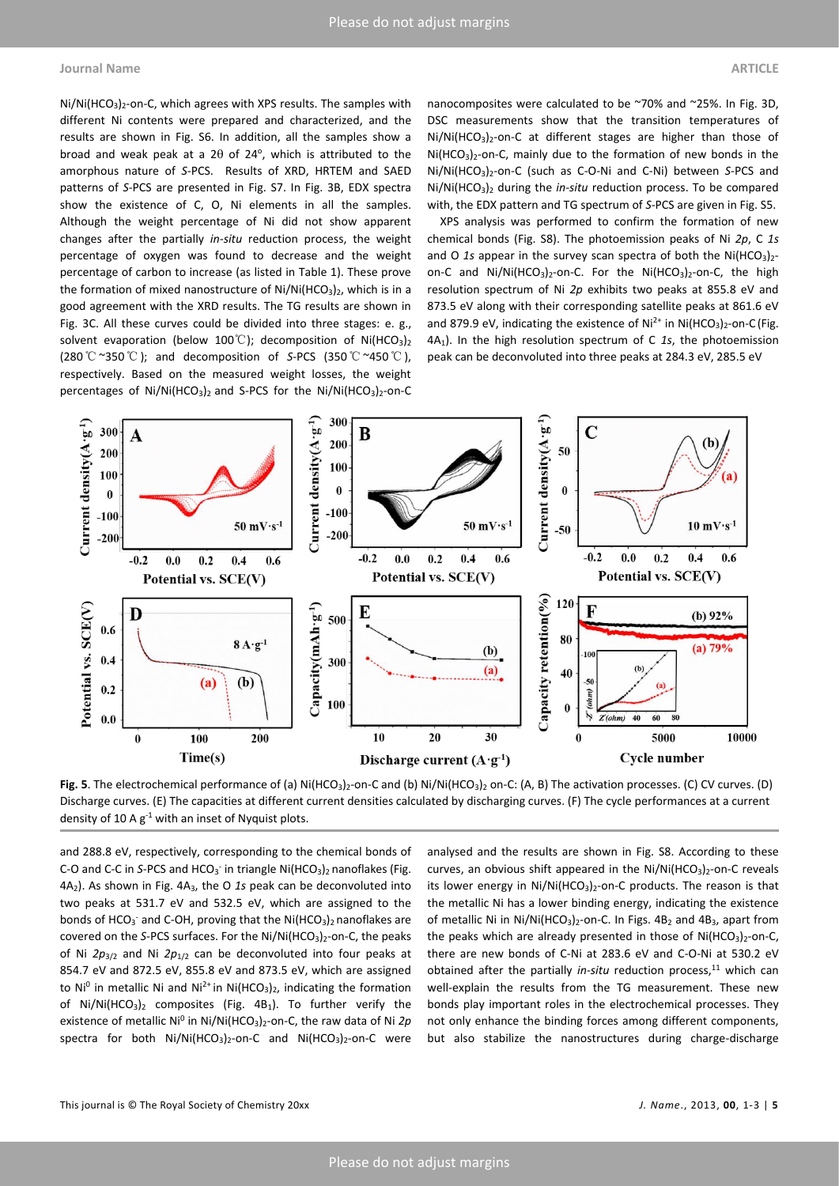$Ni/Ni(HCO_3)_2$-on-C, which agrees with XPS results. The samples with different Ni contents were prepared and characterized, and the results are shown in Fig. S6. In addition, all the samples show a broad and weak peak at a 2θ of 24°, which is attributed to the amorphous nature of *S*-PCS. Results of XRD, HRTEM and SAED patterns of *S*-PCS are presented in Fig. S7. In Fig. 3B, EDX spectra show the existence of C, O, Ni elements in all the samples. Although the weight percentage of Ni did not show apparent changes after the partially *in-situ* reduction process, the weight percentage of oxygen was found to decrease and the weight percentage of carbon to increase (as listed in Table 1). These prove the formation of mixed nanostructure of $Ni/Ni(HCO_3)_2$, which is in a good agreement with the XRD results. The TG results are shown in Fig. 3C. All these curves could be divided into three stages: e. g., solvent evaporation (below 100℃); decomposition of $Ni(HCO_3)_2$ (280℃~350℃); and decomposition of *S*-PCS (350℃~450℃), respectively. Based on the measured weight losses, the weight percentages of $Ni/Ni(HCO_3)_2$ and S-PCS for the $Ni/Ni(HCO_3)_2$-on-C nanocomposites were calculated to be ~70% and ~25%. In Fig. 3D, DSC measurements show that the transition temperatures of $Ni/Ni(HCO_3)_2$-on-C at different stages are higher than those of $Ni(HCO_3)_2$-on-C, mainly due to the formation of new bonds in the $Ni/Ni(HCO_3)_2$-on-C (such as C-O-Ni and C-Ni) between *S*-PCS and $Ni/Ni(HCO_3)_2$ during the *in-situ* reduction process. To be compared with, the EDX pattern and TG spectrum of *S*-PCS are given in Fig. S5.

XPS analysis was performed to confirm the formation of new chemical bonds (Fig. S8). The photoemission peaks of Ni *2p*, C *1s* and O *1s* appear in the survey scan spectra of both the $Ni(HCO_3)_2$-on-C and $Ni/Ni(HCO_3)_2$-on-C. For the $Ni(HCO_3)_2$-on-C, the high resolution spectrum of Ni *2p* exhibits two peaks at 855.8 eV and 873.5 eV along with their corresponding satellite peaks at 861.6 eV and 879.9 eV, indicating the existence of $Ni^{2+}$ in $Ni(HCO_3)_2$-on-C (Fig. $4A_1$). In the high resolution spectrum of C *1s*, the photoemission peak can be deconvoluted into three peaks at 284.3 eV, 285.5 eV and 288.8 eV, respectively, corresponding to the chemical bonds of C-O and C-C in *S*-PCS and $HCO_3^-$ in triangle $Ni(HCO_3)_2$ nanoflakes (Fig. $4A_2$). As shown in Fig. $4A_3$, the O *1s* peak can be deconvoluted into two peaks at 531.7 eV and 532.5 eV, which are assigned to the bonds of $HCO_3^-$ and C-OH, proving that the $Ni(HCO_3)_2$ nanoflakes are covered on the *S*-PCS surfaces. For the $Ni/Ni(HCO_3)_2$-on-C, the peaks of Ni $2p_{3/2}$ and Ni $2p_{1/2}$ can be deconvoluted into four peaks at 854.7 eV and 872.5 eV, 855.8 eV and 873.5 eV, which are assigned to $Ni^0$ in metallic Ni and $Ni^{2+}$ in $Ni(HCO_3)_2$, indicating the formation of $Ni/Ni(HCO_3)_2$ composites (Fig. $4B_1$). To further verify the existence of metallic $Ni^0$ in $Ni/Ni(HCO_3)_2$-on-C, the raw data of Ni *2p* spectra for both $Ni/Ni(HCO_3)_2$-on-C and $Ni(HCO_3)_2$-on-C were analysed and the results are shown in Fig. S8. According to these curves, an obvious shift appeared in the $Ni/Ni(HCO_3)_2$-on-C reveals its lower energy in $Ni/Ni(HCO_3)_2$-on-C products. The reason is that the metallic Ni has a lower binding energy, indicating the existence of metallic Ni in $Ni/Ni(HCO_3)_2$-on-C. In Figs. $4B_2$ and $4B_3$, apart from the peaks which are already presented in those of $Ni(HCO_3)_2$-on-C, there are new bonds of C-Ni at 283.6 eV and C-O-Ni at 530.2 eV obtained after the partially *in-situ* reduction process,[11] which can well-explain the results from the TG measurement. These new bonds play important roles in the electrochemical processes. They not only enhance the binding forces among different components, but also stabilize the nanostructures during charge-discharge

**Fig. 5**. The electrochemical performance of (a) $Ni(HCO_3)_2$-on-C and (b) $Ni/Ni(HCO_3)_2$ on-C: (A, B) The activation processes. (C) CV curves. (D) Discharge curves. (E) The capacities at different current densities calculated by discharging curves. (F) The cycle performances at a current density of 10 A $g^{-1}$ with an inset of Nyquist plots.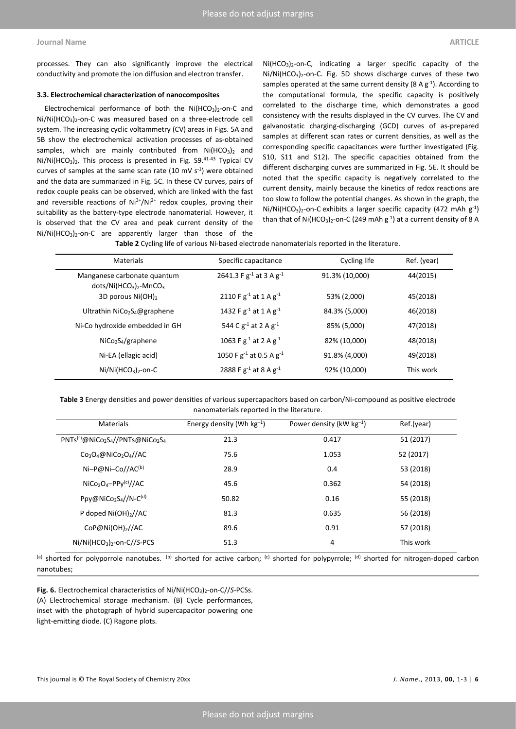processes. They can also significantly improve the electrical conductivity and promote the ion diffusion and electron transfer.

### 3.3. Electrochemical characterization of nanocomposites

Electrochemical performance of both the $Ni(HCO_3)_2$-on-C and $Ni/Ni(HCO_3)_2$-on-C was measured based on a three-electrode cell system. The increasing cyclic voltammetry (CV) areas in Figs. 5A and 5B show the electrochemical activation processes of as-obtained samples, which are mainly contributed from $Ni(HCO_3)_2$ and $Ni/Ni(HCO_3)_2$. This process is presented in Fig. S9.[41-43] Typical CV curves of samples at the same scan rate (10 mV $s^{-1}$) were obtained and the data are summarized in Fig. 5C. In these CV curves, pairs of redox couple peaks can be observed, which are linked with the fast and reversible reactions of $Ni^{3+}/Ni^{2+}$ redox couples, proving their suitability as the battery-type electrode nanomaterial. However, it is observed that the CV area and peak current density of the $Ni/Ni(HCO_3)_2$-on-C are apparently larger than those of the $Ni(HCO_3)_2$-on-C, indicating a larger specific capacity of the $Ni/Ni(HCO_3)_2$-on-C. Fig. 5D shows discharge curves of these two samples operated at the same current density (8 A $g^{-1}$). According to the computational formula, the specific capacity is positively correlated to the discharge time, which demonstrates a good consistency with the results displayed in the CV curves. The CV and galvanostatic charging-discharging (GCD) curves of as-prepared samples at different scan rates or current densities, as well as the corresponding specific capacitances were further investigated (Fig. S10, S11 and S12). The specific capacities obtained from the different discharging curves are summarized in Fig. 5E. It should be noted that the specific capacity is negatively correlated to the current density, mainly because the kinetics of redox reactions are too slow to follow the potential changes. As shown in the graph, the $Ni/Ni(HCO_3)_2$-on-C exhibits a larger specific capacity (472 mAh $g^{-1}$) than that of $Ni(HCO_3)_2$-on-C (249 mAh $g^{-1}$) at a current density of 8 A

**Table 2** Cycling life of various Ni-based electrode nanomaterials reported in the literature.

| Materials | Specific capacitance | Cycling life | Ref. (year) |
|---|---|---|---|
| Manganese carbonate quantum dots/$Ni(HCO_3)_2$-$MnCO_3$ | 2641.3 F $g^{-1}$ at 3 A $g^{-1}$ | 91.3% (10,000) | 44(2015) |
| 3D porous $Ni(OH)_2$ | 2110 F $g^{-1}$ at 1 A $g^{-1}$ | 53% (2,000) | 45(2018) |
| Ultrathin $NiCo_2S_4$@graphene | 1432 F $g^{-1}$ at 1 A $g^{-1}$ | 84.3% (5,000) | 46(2018) |
| Ni-Co hydroxide embedded in GH | 544 C $g^{-1}$ at 2 A $g^{-1}$ | 85% (5,000) | 47(2018) |
| $NiCo_2S_4$/graphene | 1063 F $g^{-1}$ at 2 A $g^{-1}$ | 82% (10,000) | 48(2018) |
| Ni-EA (ellagic acid) | 1050 F $g^{-1}$ at 0.5 A $g^{-1}$ | 91.8% (4,000) | 49(2018) |
| $Ni/Ni(HCO_3)_2$-on-C | 2888 F $g^{-1}$ at 8 A $g^{-1}$ | 92% (10,000) | This work |

**Table 3** Energy densities and power densities of various supercapacitors based on carbon/Ni-compound as positive electrode nanomaterials reported in the literature.

| Materials | Energy density (Wh $kg^{-1}$) | Power density (kW $kg^{-1}$) | Ref.(year) |
|---|---|---|---|
| PNTs[(a)]@$NiCo_2S_4$//PNTs@$NiCo_2S_4$ | 21.3 | 0.417 | 51 (2017) |
| $Co_3O_4$@$NiCo_2O_4$//AC | 75.6 | 1.053 | 52 (2017) |
| Ni–P@Ni–Co//AC[(b)] | 28.9 | 0.4 | 53 (2018) |
| $NiCo_2O_4$–PPy[(c)]//AC | 45.6 | 0.362 | 54 (2018) |
| Ppy@$NiCo_2S_4$//N-C[(d)] | 50.82 | 0.16 | 55 (2018) |
| P doped $Ni(OH)_2$//AC | 81.3 | 0.635 | 56 (2018) |
| CoP@$Ni(OH)_2$//AC | 89.6 | 0.91 | 57 (2018) |
| $Ni/Ni(HCO_3)_2$-on-C//*S*-PCS | 51.3 | 4 | This work |

[(a)] shorted for polyporrole nanotubes. [(b)] shorted for active carbon; [(c)] shorted for polypyrrole; [(d)] shorted for nitrogen-doped carbon nanotubes;

**Fig. 6.** Electrochemical characteristics of $Ni/Ni(HCO_3)_2$-on-C//*S*-PCSs. (A) Electrochemical storage mechanism. (B) Cycle performances, inset with the photograph of hybrid supercapacitor powering one light-emitting diode. (C) Ragone plots.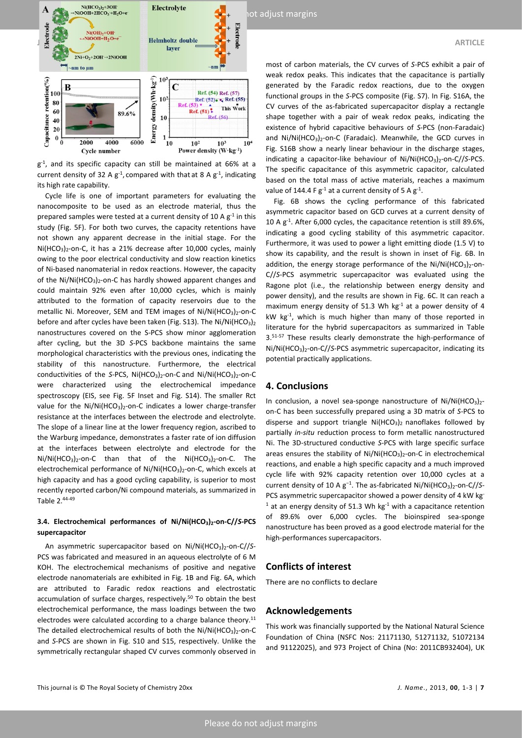$g^{-1}$, and its specific capacity can still be maintained at 66% at a current density of 32 A $g^{-1}$, compared with that at 8 A $g^{-1}$, indicating its high rate capability.

Cycle life is one of important parameters for evaluating the nanocomposite to be used as an electrode material, thus the prepared samples were tested at a current density of 10 A $g^{-1}$ in this study (Fig. 5F). For both two curves, the capacity retentions have not shown any apparent decrease in the initial stage. For the $Ni(HCO_3)_2$-on-C, it has a 21% decrease after 10,000 cycles, mainly owing to the poor electrical conductivity and slow reaction kinetics of Ni-based nanomaterial in redox reactions. However, the capacity of the $Ni/Ni(HCO_3)_2$-on-C has hardly showed apparent changes and could maintain 92% even after 10,000 cycles, which is mainly attributed to the formation of capacity reservoirs due to the metallic Ni. Moreover, SEM and TEM images of $Ni/Ni(HCO_3)_2$-on-C before and after cycles have been taken (Fig. S13). The $Ni/Ni(HCO_3)_2$ nanostructures covered on the S-PCS show minor agglomeration after cycling, but the 3D *S*-PCS backbone maintains the same morphological characteristics with the previous ones, indicating the stability of this nanostructure. Furthermore, the electrical conductivities of the *S*-PCS, $Ni(HCO_3)_2$-on-C and $Ni/Ni(HCO_3)_2$-on-C were characterized using the electrochemical impedance spectroscopy (EIS, see Fig. 5F Inset and Fig. S14). The smaller Rct value for the $Ni/Ni(HCO_3)_2$-on-C indicates a lower charge-transfer resistance at the interfaces between the electrode and electrolyte. The slope of a linear line at the lower frequency region, ascribed to the Warburg impedance, demonstrates a faster rate of ion diffusion at the interfaces between electrolyte and electrode for the $Ni/Ni(HCO_3)_2$-on-C than that of the $Ni(HCO_3)_2$-on-C. The electrochemical performance of $Ni/Ni(HCO_3)_2$-on-C, which excels at high capacity and has a good cycling capability, is superior to most recently reported carbon/Ni compound materials, as summarized in Table 2.[44-49]

### 3.4. Electrochemical performances of $Ni/Ni(HCO_3)_2$-on-C//*S*-PCS supercapacitor

An asymmetric supercapacitor based on $Ni/Ni(HCO_3)_2$-on-C//*S*-PCS was fabricated and measured in an aqueous electrolyte of 6 M KOH. The electrochemical mechanisms of positive and negative electrode nanomaterials are exhibited in Fig. 1B and Fig. 6A, which are attributed to Faradic redox reactions and electrostatic accumulation of surface charges, respectively.[50] To obtain the best electrochemical performance, the mass loadings between the two electrodes were calculated according to a charge balance theory.[11] The detailed electrochemical results of both the $Ni/Ni(HCO_3)_2$-on-C and *S*-PCS are shown in Fig. S10 and S15, respectively. Unlike the symmetrically rectangular shaped CV curves commonly observed in most of carbon materials, the CV curves of *S*-PCS exhibit a pair of weak redox peaks. This indicates that the capacitance is partially generated by the Faradic redox reactions, due to the oxygen functional groups in the *S*-PCS composite (Fig. S7). In Fig. S16A, the CV curves of the as-fabricated supercapacitor display a rectangle shape together with a pair of weak redox peaks, indicating the existence of hybrid capacitive behaviours of *S*-PCS (non-Faradaic) and $Ni/Ni(HCO_3)_2$-on-C (Faradaic). Meanwhile, the GCD curves in Fig. S16B show a nearly linear behaviour in the discharge stages, indicating a capacitor-like behaviour of $Ni/Ni(HCO_3)_2$-on-C//*S*-PCS. The specific capacitance of this asymmetric capacitor, calculated based on the total mass of active materials, reaches a maximum value of 144.4 F $g^{-1}$ at a current density of 5 A $g^{-1}$.

Fig. 6B shows the cycling performance of this fabricated asymmetric capacitor based on GCD curves at a current density of 10 A $g^{-1}$. After 6,000 cycles, the capacitance retention is still 89.6%, indicating a good cycling stability of this asymmetric capacitor. Furthermore, it was used to power a light emitting diode (1.5 V) to show its capability, and the result is shown in inset of Fig. 6B. In addition, the energy storage performance of the $Ni/Ni(HCO_3)_2$-on-C//*S*-PCS asymmetric supercapacitor was evaluated using the Ragone plot (i.e., the relationship between energy density and power density), and the results are shown in Fig. 6C. It can reach a maximum energy density of 51.3 Wh $kg^{-1}$ at a power density of 4 kW $kg^{-1}$, which is much higher than many of those reported in literature for the hybrid supercapacitors as summarized in Table 3.[51-57] These results clearly demonstrate the high-performance of $Ni/Ni(HCO_3)_2$-on-C//*S*-PCS asymmetric supercapacitor, indicating its potential practically applications.

## 4. Conclusions

In conclusion, a novel sea-sponge nanostructure of $Ni/Ni(HCO_3)_2$-on-C has been successfully prepared using a 3D matrix of *S*-PCS to disperse and support triangle $Ni(HCO_3)_2$ nanoflakes followed by partially *in-situ* reduction process to form metallic nanostructured Ni. The 3D-structured conductive *S*-PCS with large specific surface areas ensures the stability of $Ni/Ni(HCO_3)_2$-on-C in electrochemical reactions, and enable a high specific capacity and a much improved cycle life with 92% capacity retention over 10,000 cycles at a current density of 10 A $g^{-1}$. The as-fabricated $Ni/Ni(HCO_3)_2$-on-C//*S*-PCS asymmetric supercapacitor showed a power density of 4 kW $kg^{-1}$ at an energy density of 51.3 Wh $kg^{-1}$ with a capacitance retention of 89.6% over 6,000 cycles. The bioinspired sea-sponge nanostructure has been proved as a good electrode material for the high-performances supercapacitors.

## Conflicts of interest

There are no conflicts to declare

## Acknowledgements

This work was financially supported by the National Natural Science Foundation of China (NSFC Nos: 21171130, 51271132, 51072134 and 91122025), and 973 Project of China (No: 2011CB932404), UK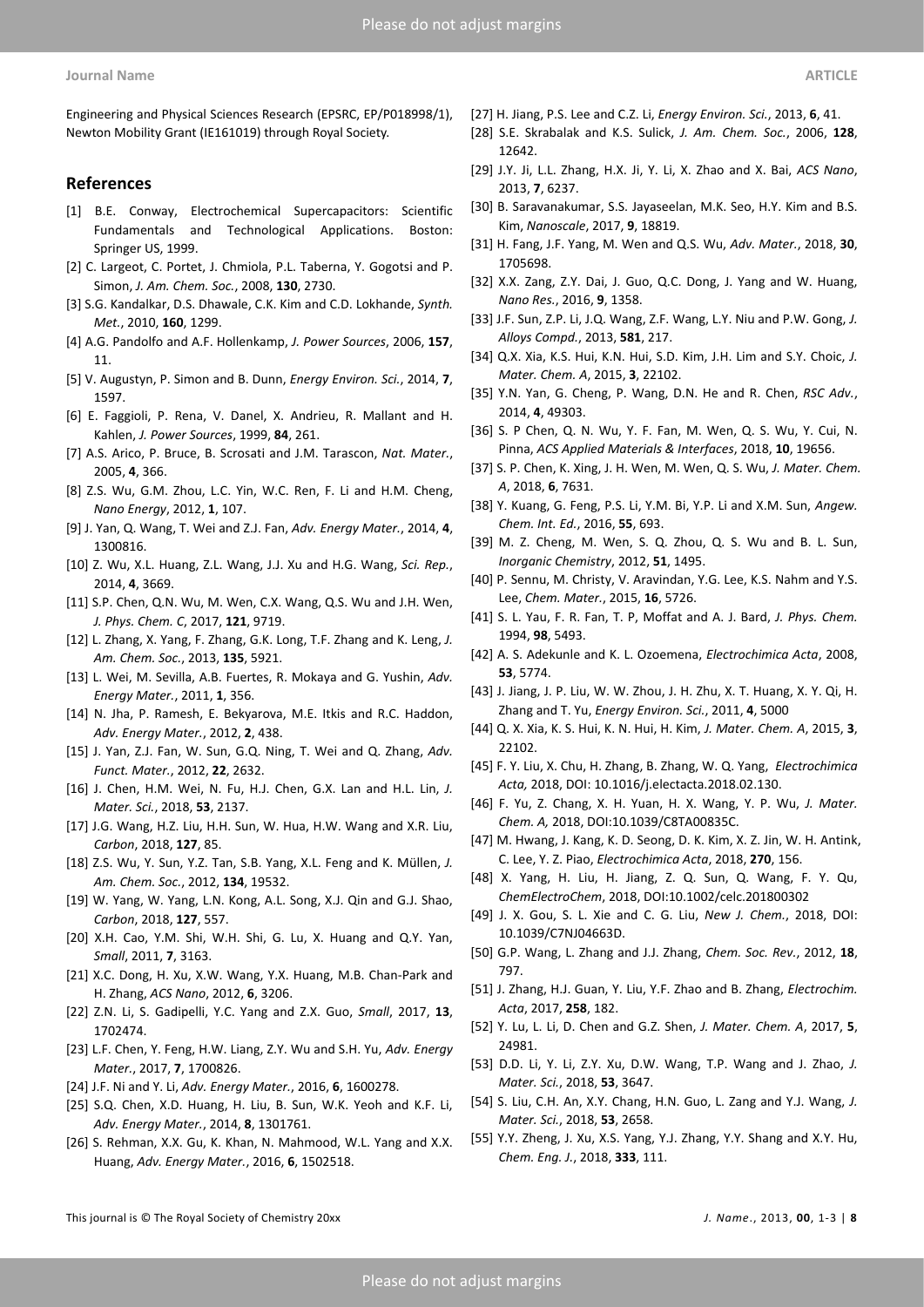Engineering and Physical Sciences Research (EPSRC, EP/P018998/1), Newton Mobility Grant (IE161019) through Royal Society.

## References

[1] B.E. Conway, Electrochemical Supercapacitors: Scientific Fundamentals and Technological Applications. Boston: Springer US, 1999.

[2] C. Largeot, C. Portet, J. Chmiola, P.L. Taberna, Y. Gogotsi and P. Simon, *J. Am. Chem. Soc.*, 2008, **130**, 2730.

[3] S.G. Kandalkar, D.S. Dhawale, C.K. Kim and C.D. Lokhande, *Synth. Met.*, 2010, **160**, 1299.

[4] A.G. Pandolfo and A.F. Hollenkamp, *J. Power Sources*, 2006, **157**, 11.

[5] V. Augustyn, P. Simon and B. Dunn, *Energy Environ. Sci.*, 2014, **7**, 1597.

[6] E. Faggioli, P. Rena, V. Danel, X. Andrieu, R. Mallant and H. Kahlen, *J. Power Sources*, 1999, **84**, 261.

[7] A.S. Arico, P. Bruce, B. Scrosati and J.M. Tarascon, *Nat. Mater.*, 2005, **4**, 366.

[8] Z.S. Wu, G.M. Zhou, L.C. Yin, W.C. Ren, F. Li and H.M. Cheng, *Nano Energy*, 2012, **1**, 107.

[9] J. Yan, Q. Wang, T. Wei and Z.J. Fan, *Adv. Energy Mater.*, 2014, **4**, 1300816.

[10] Z. Wu, X.L. Huang, Z.L. Wang, J.J. Xu and H.G. Wang, *Sci. Rep.*, 2014, **4**, 3669.

[11] S.P. Chen, Q.N. Wu, M. Wen, C.X. Wang, Q.S. Wu and J.H. Wen, *J. Phys. Chem. C*, 2017, **121**, 9719.

[12] L. Zhang, X. Yang, F. Zhang, G.K. Long, T.F. Zhang and K. Leng, *J. Am. Chem. Soc.*, 2013, **135**, 5921.

[13] L. Wei, M. Sevilla, A.B. Fuertes, R. Mokaya and G. Yushin, *Adv. Energy Mater.*, 2011, **1**, 356.

[14] N. Jha, P. Ramesh, E. Bekyarova, M.E. Itkis and R.C. Haddon, *Adv. Energy Mater.*, 2012, **2**, 438.

[15] J. Yan, Z.J. Fan, W. Sun, G.Q. Ning, T. Wei and Q. Zhang, *Adv. Funct. Mater.*, 2012, **22**, 2632.

[16] J. Chen, H.M. Wei, N. Fu, H.J. Chen, G.X. Lan and H.L. Lin, *J. Mater. Sci.*, 2018, **53**, 2137.

[17] J.G. Wang, H.Z. Liu, H.H. Sun, W. Hua, H.W. Wang and X.R. Liu, *Carbon*, 2018, **127**, 85.

[18] Z.S. Wu, Y. Sun, Y.Z. Tan, S.B. Yang, X.L. Feng and K. Müllen, *J. Am. Chem. Soc.*, 2012, **134**, 19532.

[19] W. Yang, W. Yang, L.N. Kong, A.L. Song, X.J. Qin and G.J. Shao, *Carbon*, 2018, **127**, 557.

[20] X.H. Cao, Y.M. Shi, W.H. Shi, G. Lu, X. Huang and Q.Y. Yan, *Small*, 2011, **7**, 3163.

[21] X.C. Dong, H. Xu, X.W. Wang, Y.X. Huang, M.B. Chan-Park and H. Zhang, *ACS Nano*, 2012, **6**, 3206.

[22] Z.N. Li, S. Gadipelli, Y.C. Yang and Z.X. Guo, *Small*, 2017, **13**, 1702474.

[23] L.F. Chen, Y. Feng, H.W. Liang, Z.Y. Wu and S.H. Yu, *Adv. Energy Mater.*, 2017, **7**, 1700826.

[24] J.F. Ni and Y. Li, *Adv. Energy Mater.*, 2016, **6**, 1600278.

[25] S.Q. Chen, X.D. Huang, H. Liu, B. Sun, W.K. Yeoh and K.F. Li, *Adv. Energy Mater.*, 2014, **8**, 1301761.

[26] S. Rehman, X.X. Gu, K. Khan, N. Mahmood, W.L. Yang and X.X. Huang, *Adv. Energy Mater.*, 2016, **6**, 1502518.

[27] H. Jiang, P.S. Lee and C.Z. Li, *Energy Environ. Sci.*, 2013, **6**, 41.

[28] S.E. Skrabalak and K.S. Sulick, *J. Am. Chem. Soc.*, 2006, **128**, 12642.

[29] J.Y. Ji, L.L. Zhang, H.X. Ji, Y. Li, X. Zhao and X. Bai, *ACS Nano*, 2013, **7**, 6237.

[30] B. Saravanakumar, S.S. Jayaseelan, M.K. Seo, H.Y. Kim and B.S. Kim, *Nanoscale*, 2017, **9**, 18819.

[31] H. Fang, J.F. Yang, M. Wen and Q.S. Wu, *Adv. Mater.*, 2018, **30**, 1705698.

[32] X.X. Zang, Z.Y. Dai, J. Guo, Q.C. Dong, J. Yang and W. Huang, *Nano Res.*, 2016, **9**, 1358.

[33] J.F. Sun, Z.P. Li, J.Q. Wang, Z.F. Wang, L.Y. Niu and P.W. Gong, *J. Alloys Compd.*, 2013, **581**, 217.

[34] Q.X. Xia, K.S. Hui, K.N. Hui, S.D. Kim, J.H. Lim and S.Y. Choic, *J. Mater. Chem. A*, 2015, **3**, 22102.

[35] Y.N. Yan, G. Cheng, P. Wang, D.N. He and R. Chen, *RSC Adv.*, 2014, **4**, 49303.

[36] S. P Chen, Q. N. Wu, Y. F. Fan, M. Wen, Q. S. Wu, Y. Cui, N. Pinna, *ACS Applied Materials & Interfaces*, 2018, **10**, 19656.

[37] S. P. Chen, K. Xing, J. H. Wen, M. Wen, Q. S. Wu, *J. Mater. Chem. A*, 2018, **6**, 7631.

[38] Y. Kuang, G. Feng, P.S. Li, Y.M. Bi, Y.P. Li and X.M. Sun, *Angew. Chem. Int. Ed.*, 2016, **55**, 693.

[39] M. Z. Cheng, M. Wen, S. Q. Zhou, Q. S. Wu and B. L. Sun, *Inorganic Chemistry*, 2012, **51**, 1495.

[40] P. Sennu, M. Christy, V. Aravindan, Y.G. Lee, K.S. Nahm and Y.S. Lee, *Chem. Mater.*, 2015, **16**, 5726.

[41] S. L. Yau, F. R. Fan, T. P, Moffat and A. J. Bard, *J. Phys. Chem.* 1994, **98**, 5493.

[42] A. S. Adekunle and K. L. Ozoemena, *Electrochimica Acta*, 2008, **53**, 5774.

[43] J. Jiang, J. P. Liu, W. W. Zhou, J. H. Zhu, X. T. Huang, X. Y. Qi, H. Zhang and T. Yu, *Energy Environ. Sci.*, 2011, **4**, 5000

[44] Q. X. Xia, K. S. Hui, K. N. Hui, H. Kim, *J. Mater. Chem. A*, 2015, **3**, 22102.

[45] F. Y. Liu, X. Chu, H. Zhang, B. Zhang, W. Q. Yang, *Electrochimica Acta,* 2018, DOI: 10.1016/j.electacta.2018.02.130.

[46] F. Yu, Z. Chang, X. H. Yuan, H. X. Wang, Y. P. Wu, *J. Mater. Chem. A,* 2018, DOI:10.1039/C8TA00835C.

[47] M. Hwang, J. Kang, K. D. Seong, D. K. Kim, X. Z. Jin, W. H. Antink, C. Lee, Y. Z. Piao, *Electrochimica Acta*, 2018, **270**, 156.

[48] X. Yang, H. Liu, H. Jiang, Z. Q. Sun, Q. Wang, F. Y. Qu, *ChemElectroChem*, 2018, DOI:10.1002/celc.201800302

[49] J. X. Gou, S. L. Xie and C. G. Liu, *New J. Chem.*, 2018, DOI: 10.1039/C7NJ04663D.

[50] G.P. Wang, L. Zhang and J.J. Zhang, *Chem. Soc. Rev.*, 2012, **18**, 797.

[51] J. Zhang, H.J. Guan, Y. Liu, Y.F. Zhao and B. Zhang, *Electrochim. Acta*, 2017, **258**, 182.

[52] Y. Lu, L. Li, D. Chen and G.Z. Shen, *J. Mater. Chem. A*, 2017, **5**, 24981.

[53] D.D. Li, Y. Li, Z.Y. Xu, D.W. Wang, T.P. Wang and J. Zhao, *J. Mater. Sci.*, 2018, **53**, 3647.

[54] S. Liu, C.H. An, X.Y. Chang, H.N. Guo, L. Zang and Y.J. Wang, *J. Mater. Sci.*, 2018, **53**, 2658.

[55] Y.Y. Zheng, J. Xu, X.S. Yang, Y.J. Zhang, Y.Y. Shang and X.Y. Hu, *Chem. Eng. J.*, 2018, **333**, 111.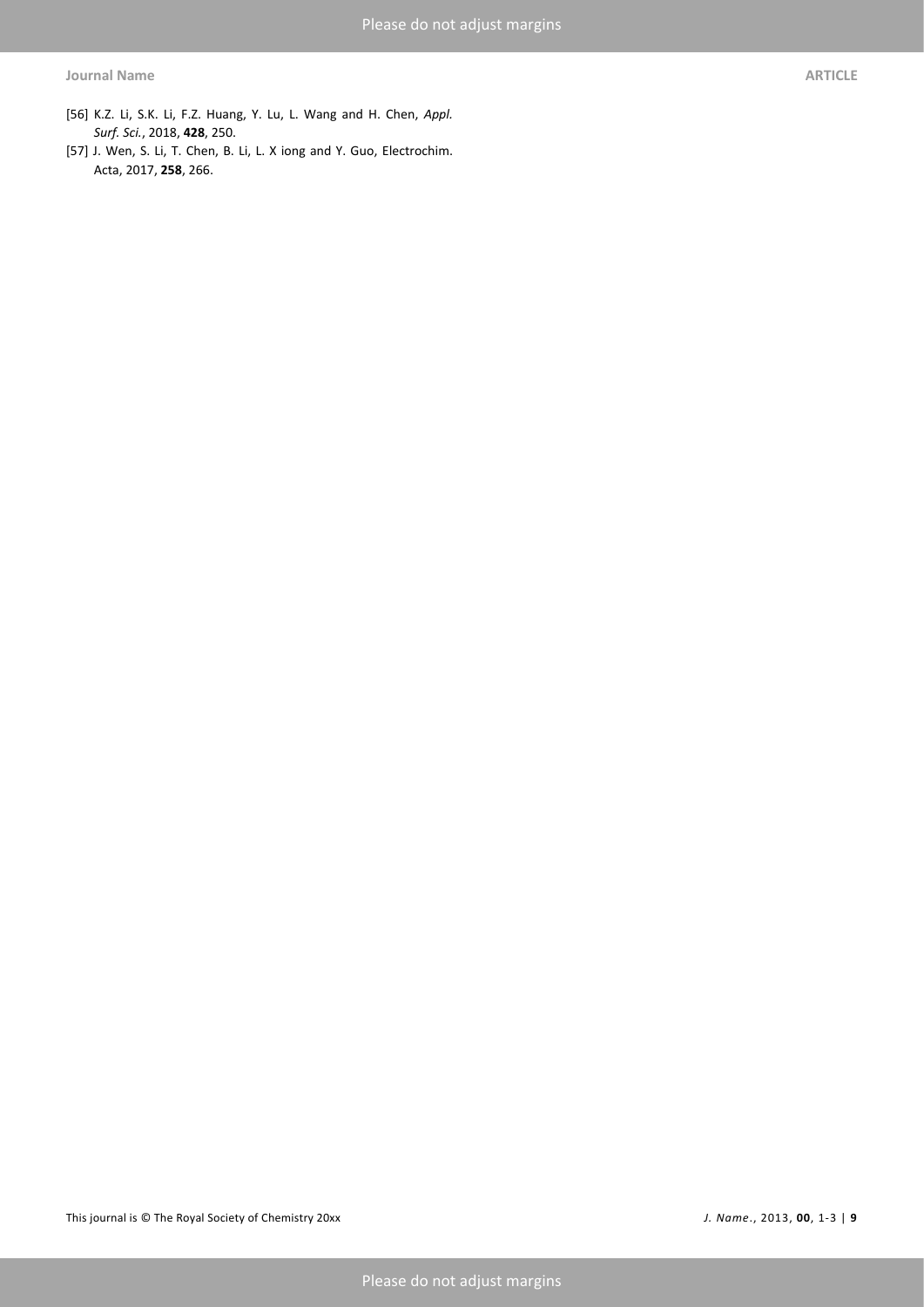[56] K.Z. Li, S.K. Li, F.Z. Huang, Y. Lu, L. Wang and H. Chen, *Appl. Surf. Sci.*, 2018, **428**, 250.

[57] J. Wen, S. Li, T. Chen, B. Li, L. X iong and Y. Guo, Electrochim. Acta, 2017, **258**, 266.